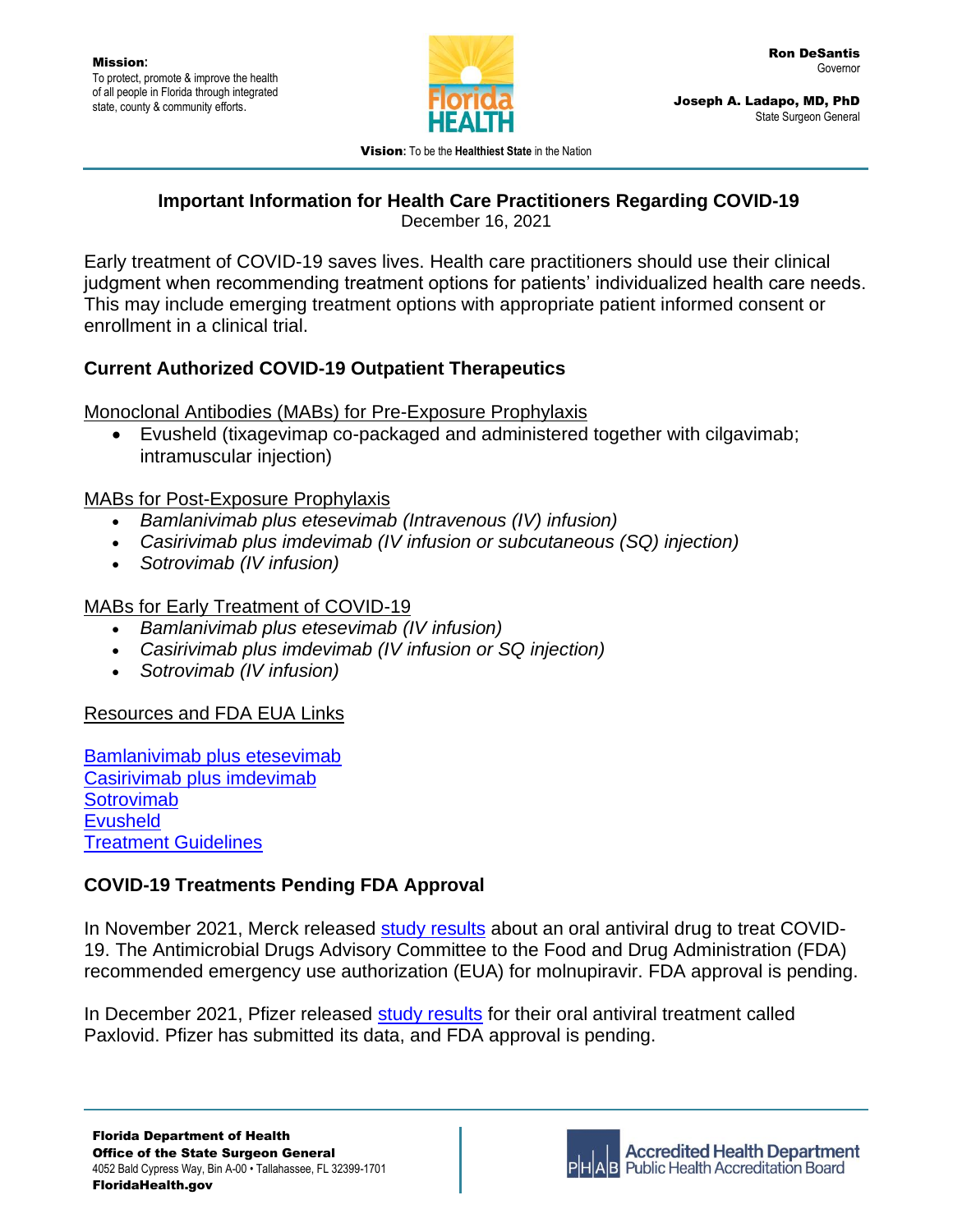Mission:
To protect, promote & improve the health of all people in Florida through integrated state, county & community efforts.

Ron DeSantis
Governor

Joseph A. Ladapo, MD, PhD
State Surgeon General

Vision: To be the Healthiest State in the Nation

## Important Information for Health Care Practitioners Regarding COVID-19

December 16, 2021

Early treatment of COVID-19 saves lives. Health care practitioners should use their clinical judgment when recommending treatment options for patients' individualized health care needs. This may include emerging treatment options with appropriate patient informed consent or enrollment in a clinical trial.

### Current Authorized COVID-19 Outpatient Therapeutics

Monoclonal Antibodies (MABs) for Pre-Exposure Prophylaxis

- Evusheld (tixagevimab co-packaged and administered together with cilgavimab; intramuscular injection)

MABs for Post-Exposure Prophylaxis

- *Bamlanivimab plus etesevimab (Intravenous (IV) infusion)*
- *Casirivimab plus imdevimab (IV infusion or subcutaneous (SQ) injection)*
- *Sotrovimab (IV infusion)*

MABs for Early Treatment of COVID-19

- *Bamlanivimab plus etesevimab (IV infusion)*
- *Casirivimab plus imdevimab (IV infusion or SQ injection)*
- *Sotrovimab (IV infusion)*

Resources and FDA EUA Links

Bamlanivimab plus etesevimab
Casirivimab plus imdevimab
Sotrovimab
Evusheld
Treatment Guidelines

### COVID-19 Treatments Pending FDA Approval

In November 2021, Merck released study results about an oral antiviral drug to treat COVID-19. The Antimicrobial Drugs Advisory Committee to the Food and Drug Administration (FDA) recommended emergency use authorization (EUA) for molnupiravir. FDA approval is pending.

In December 2021, Pfizer released study results for their oral antiviral treatment called Paxlovid. Pfizer has submitted its data, and FDA approval is pending.

Florida Department of Health
Office of the State Surgeon General
4052 Bald Cypress Way, Bin A-00 • Tallahassee, FL 32399-1701
FloridaHealth.gov

Accredited Health Department
Public Health Accreditation Board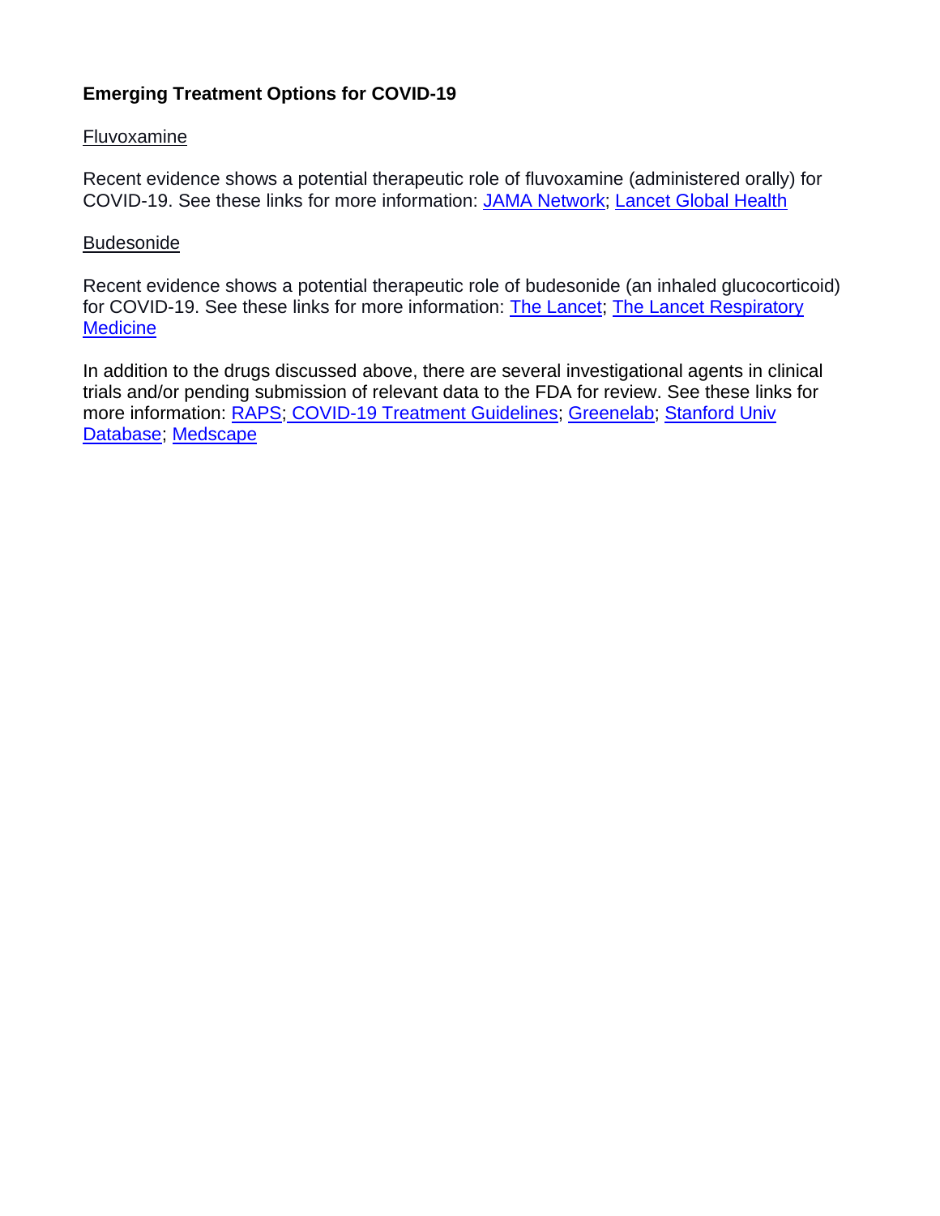**Emerging Treatment Options for COVID-19**

Fluvoxamine

Recent evidence shows a potential therapeutic role of fluvoxamine (administered orally) for COVID-19. See these links for more information: JAMA Network; Lancet Global Health

Budesonide

Recent evidence shows a potential therapeutic role of budesonide (an inhaled glucocorticoid) for COVID-19. See these links for more information: The Lancet; The Lancet Respiratory Medicine

In addition to the drugs discussed above, there are several investigational agents in clinical trials and/or pending submission of relevant data to the FDA for review. See these links for more information: RAPS; COVID-19 Treatment Guidelines; Greenelab; Stanford Univ Database; Medscape